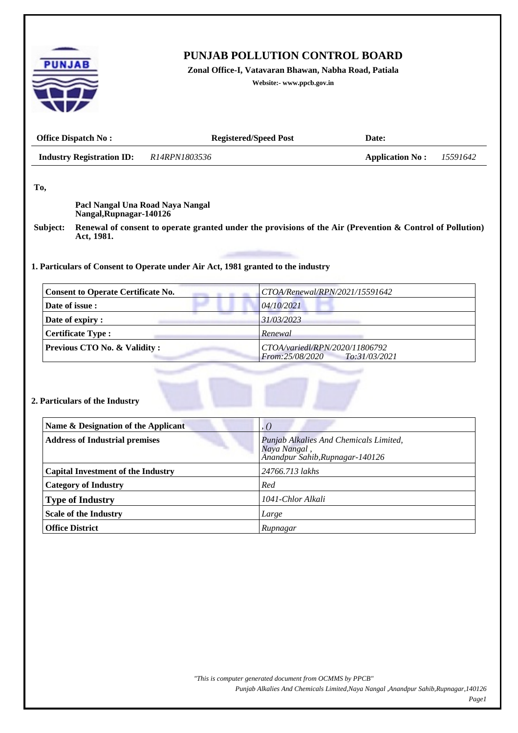# PUNJAB POLLUTION CONTROL BOARD

**Zonal Office-I, Vatavaran Bhawan, Nabha Road, Patiala**

**Website:- www.ppcb.gov.in**

| **Office Dispatch No :** | **Registered/Speed Post** | **Date:** | |
|---|---|---|---|
| **Industry Registration ID:** *R14RPN1803536* | | **Application No :** | *15591642* |

**To,**

**Pacl Nangal Una Road Naya Nangal**
**Nangal,Rupnagar-140126**

**Subject:** **Renewal of consent to operate granted under the provisions of the Air (Prevention & Control of Pollution) Act, 1981.**

## 1. Particulars of Consent to Operate under Air Act, 1981 granted to the industry

| **Consent to Operate Certificate No.** | *CTOA/Renewal/RPN/2021/15591642* |
|---|---|
| **Date of issue :** | *04/10/2021* |
| **Date of expiry :** | *31/03/2023* |
| **Certificate Type :** | *Renewal* |
| **Previous CTO No. & Validity :** | *CTOA/variedl/RPN/2020/11806792 From:25/08/2020 To:31/03/2021* |

## 2. Particulars of the Industry

| **Name & Designation of the Applicant** | *, ()* |
|---|---|
| **Address of Industrial premises** | *Punjab Alkalies And Chemicals Limited, Naya Nangal , Anandpur Sahib,Rupnagar-140126* |
| **Capital Investment of the Industry** | *24766.713 lakhs* |
| **Category of Industry** | *Red* |
| **Type of Industry** | *1041-Chlor Alkali* |
| **Scale of the Industry** | *Large* |
| **Office District** | *Rupnagar* |

*"This is computer generated document from OCMMS by PPCB"*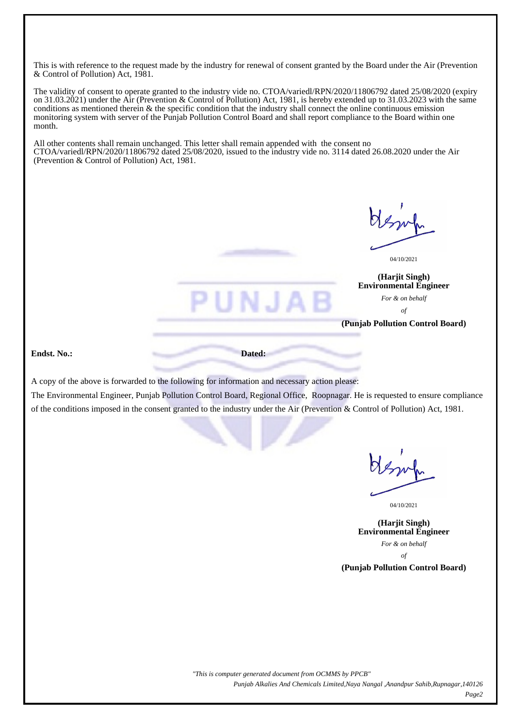This is with reference to the request made by the industry for renewal of consent granted by the Board under the Air (Prevention & Control of Pollution) Act, 1981.

The validity of consent to operate granted to the industry vide no. CTOA/variedl/RPN/2020/11806792 dated 25/08/2020 (expiry on 31.03.2021) under the Air (Prevention & Control of Pollution) Act, 1981, is hereby extended up to 31.03.2023 with the same conditions as mentioned therein & the specific condition that the industry shall connect the online continuous emission monitoring system with server of the Punjab Pollution Control Board and shall report compliance to the Board within one month.

All other contents shall remain unchanged. This letter shall remain appended with the consent no CTOA/variedl/RPN/2020/11806792 dated 25/08/2020, issued to the industry vide no. 3114 dated 26.08.2020 under the Air (Prevention & Control of Pollution) Act, 1981.

04/10/2021

**(Harjit Singh)**
**Environmental Engineer**
*For & on behalf*
*of*
**(Punjab Pollution Control Board)**

**Endst. No.:** **Dated:**

A copy of the above is forwarded to the following for information and necessary action please:

The Environmental Engineer, Punjab Pollution Control Board, Regional Office, Roopnagar. He is requested to ensure compliance of the conditions imposed in the consent granted to the industry under the Air (Prevention & Control of Pollution) Act, 1981.

04/10/2021

**(Harjit Singh)**
**Environmental Engineer**
*For & on behalf*
*of*
**(Punjab Pollution Control Board)**

*"This is computer generated document from OCMMS by PPCB"*

*Punjab Alkalies And Chemicals Limited,Naya Nangal ,Anandpur Sahib,Rupnagar,140126*